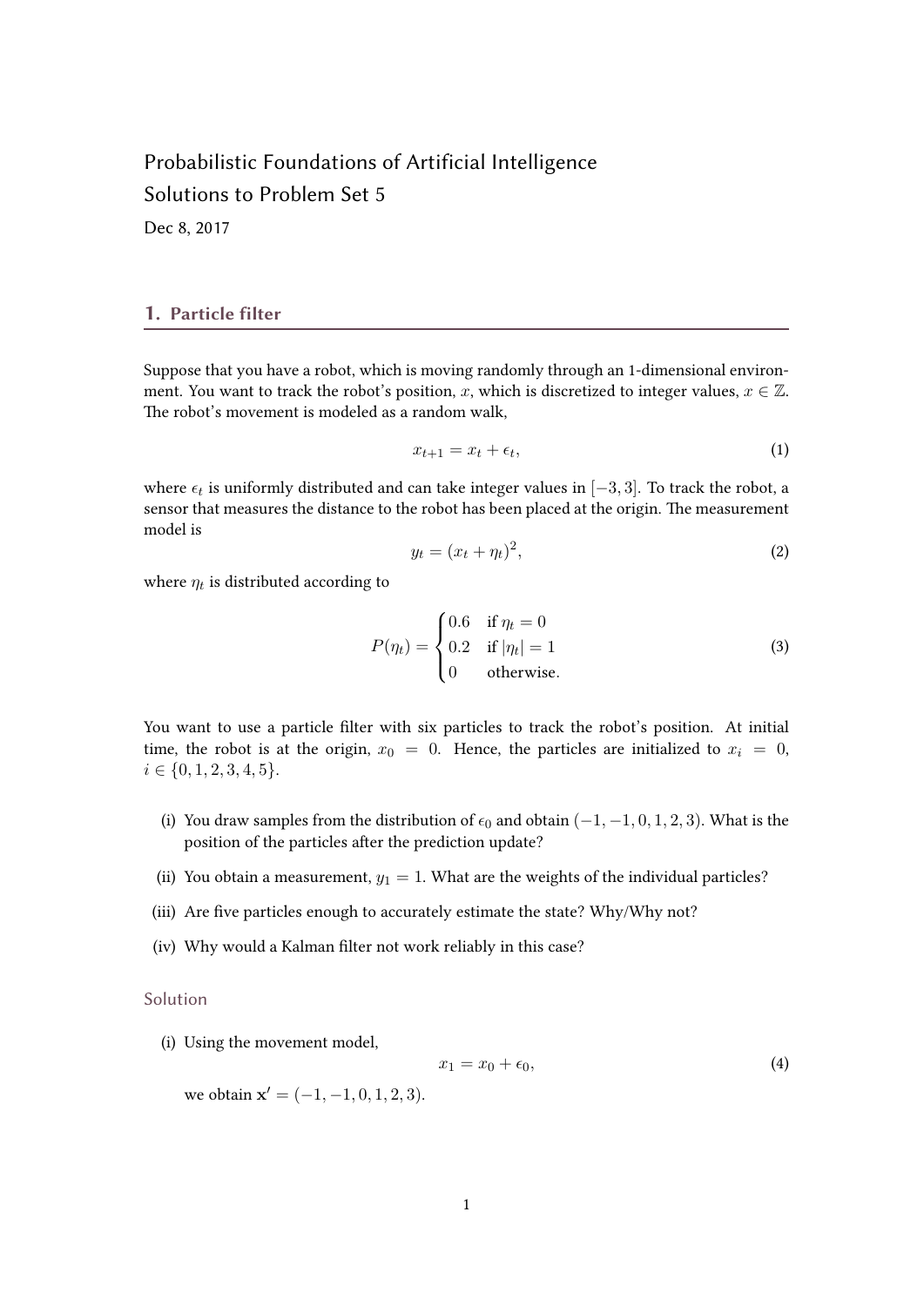Probabilistic Foundations of Artificial Intelligence

Solutions to Problem Set 5

Dec 8, 2017

## 1. Particle filter

Suppose that you have a robot, which is moving randomly through an 1-dimensional environment. You want to track the robot's position, $x$, which is discretized to integer values, $x \in \mathbb{Z}$. The robot's movement is modeled as a random walk,

$$x_{t+1} = x_t + \epsilon_t, \tag{1}$$

where $\epsilon_t$ is uniformly distributed and can take integer values in $[-3, 3]$. To track the robot, a sensor that measures the distance to the robot has been placed at the origin. The measurement model is

$$y_t = (x_t + \eta_t)^2, \tag{2}$$

where $\eta_t$ is distributed according to

$$P(\eta_t) = \begin{cases} 0.6 & \text{if } \eta_t = 0 \\ 0.2 & \text{if } |\eta_t| = 1 \\ 0 & \text{otherwise.} \end{cases} \tag{3}$$

You want to use a particle filter with six particles to track the robot's position. At initial time, the robot is at the origin, $x_0 = 0$. Hence, the particles are initialized to $x_i = 0$, $i \in \{0, 1, 2, 3, 4, 5\}$.

(i) You draw samples from the distribution of $\epsilon_0$ and obtain $(-1, -1, 0, 1, 2, 3)$. What is the position of the particles after the prediction update?

(ii) You obtain a measurement, $y_1 = 1$. What are the weights of the individual particles?

(iii) Are five particles enough to accurately estimate the state? Why/Why not?

(iv) Why would a Kalman filter not work reliably in this case?

### Solution

(i) Using the movement model,

$$x_1 = x_0 + \epsilon_0, \tag{4}$$

we obtain $\mathbf{x}' = (-1, -1, 0, 1, 2, 3)$.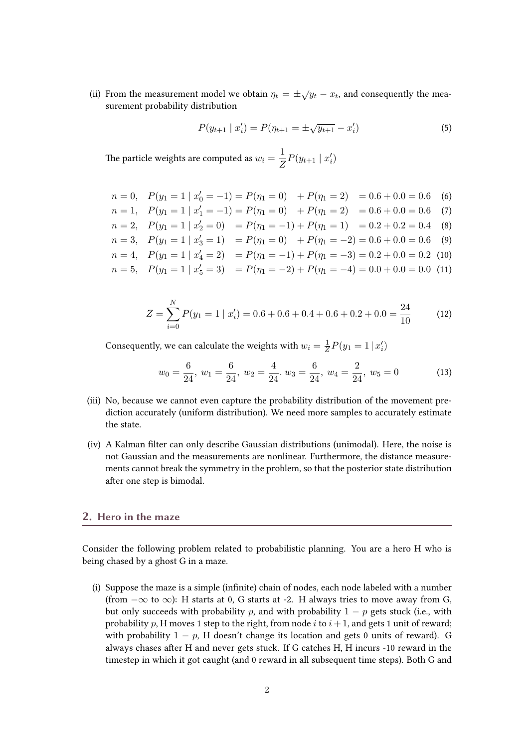(ii) From the measurement model we obtain $\eta_t = \pm\sqrt{y_t} - x_t$, and consequently the measurement probability distribution

$$P(y_{t+1} \mid x_i') = P(\eta_{t+1} = \pm\sqrt{y_{t+1}} - x_i') \tag{5}$$

The particle weights are computed as $w_i = \dfrac{1}{Z} P(y_{t+1} \mid x_i')$

$$n = 0, \quad P(y_1 = 1 \mid x_0' = -1) = P(\eta_1 = 0) \quad + P(\eta_1 = 2) \quad = 0.6 + 0.0 = 0.6 \tag{6}$$
$$n = 1, \quad P(y_1 = 1 \mid x_1' = -1) = P(\eta_1 = 0) \quad + P(\eta_1 = 2) \quad = 0.6 + 0.0 = 0.6 \tag{7}$$
$$n = 2, \quad P(y_1 = 1 \mid x_2' = 0) \quad = P(\eta_1 = -1) + P(\eta_1 = 1) \quad = 0.2 + 0.2 = 0.4 \tag{8}$$
$$n = 3, \quad P(y_1 = 1 \mid x_3' = 1) \quad = P(\eta_1 = 0) \quad + P(\eta_1 = -2) = 0.6 + 0.0 = 0.6 \tag{9}$$
$$n = 4, \quad P(y_1 = 1 \mid x_4' = 2) \quad = P(\eta_1 = -1) + P(\eta_1 = -3) = 0.2 + 0.0 = 0.2 \tag{10}$$
$$n = 5, \quad P(y_1 = 1 \mid x_5' = 3) \quad = P(\eta_1 = -2) + P(\eta_1 = -4) = 0.0 + 0.0 = 0.0 \tag{11}$$

$$Z = \sum_{i=0}^{N} P(y_1 = 1 \mid x_i') = 0.6 + 0.6 + 0.4 + 0.6 + 0.2 + 0.0 = \frac{24}{10} \tag{12}$$

Consequently, we can calculate the weights with $w_i = \frac{1}{Z} P(y_1 = 1 \mid x_i')$

$$w_0 = \frac{6}{24},\ w_1 = \frac{6}{24},\ w_2 = \frac{4}{24}.\ w_3 = \frac{6}{24},\ w_4 = \frac{2}{24},\ w_5 = 0 \tag{13}$$

(iii) No, because we cannot even capture the probability distribution of the movement prediction accurately (uniform distribution). We need more samples to accurately estimate the state.

(iv) A Kalman filter can only describe Gaussian distributions (unimodal). Here, the noise is not Gaussian and the measurements are nonlinear. Furthermore, the distance measurements cannot break the symmetry in the problem, so that the posterior state distribution after one step is bimodal.

## 2. Hero in the maze

Consider the following problem related to probabilistic planning. You are a hero H who is being chased by a ghost G in a maze.

(i) Suppose the maze is a simple (infinite) chain of nodes, each node labeled with a number (from $-\infty$ to $\infty$): H starts at 0, G starts at -2. H always tries to move away from G, but only succeeds with probability $p$, and with probability $1 - p$ gets stuck (i.e., with probability $p$, H moves 1 step to the right, from node $i$ to $i + 1$, and gets 1 unit of reward; with probability $1 - p$, H doesn't change its location and gets 0 units of reward). G always chases after H and never gets stuck. If G catches H, H incurs -10 reward in the timestep in which it got caught (and 0 reward in all subsequent time steps). Both G and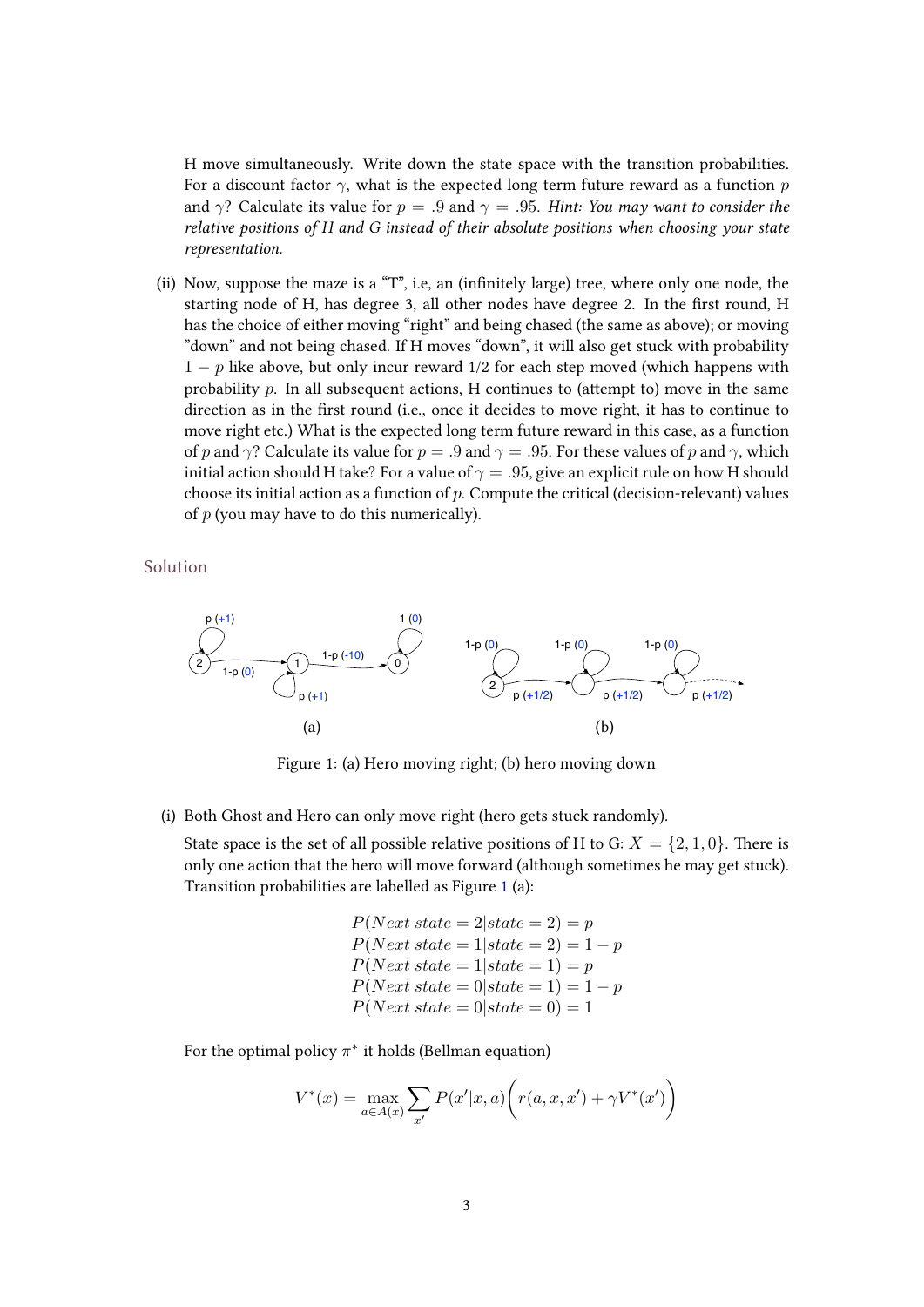H move simultaneously. Write down the state space with the transition probabilities. For a discount factor $\gamma$, what is the expected long term future reward as a function $p$ and $\gamma$? Calculate its value for $p = .9$ and $\gamma = .95$. *Hint: You may want to consider the relative positions of H and G instead of their absolute positions when choosing your state representation.*

(ii) Now, suppose the maze is a "T", i.e, an (infinitely large) tree, where only one node, the starting node of H, has degree 3, all other nodes have degree 2. In the first round, H has the choice of either moving "right" and being chased (the same as above); or moving "down" and not being chased. If H moves "down", it will also get stuck with probability $1 - p$ like above, but only incur reward 1/2 for each step moved (which happens with probability $p$. In all subsequent actions, H continues to (attempt to) move in the same direction as in the first round (i.e., once it decides to move right, it has to continue to move right etc.) What is the expected long term future reward in this case, as a function of $p$ and $\gamma$? Calculate its value for $p = .9$ and $\gamma = .95$. For these values of $p$ and $\gamma$, which initial action should H take? For a value of $\gamma = .95$, give an explicit rule on how H should choose its initial action as a function of $p$. Compute the critical (decision-relevant) values of $p$ (you may have to do this numerically).

## Solution

Figure 1: (a) Hero moving right; (b) hero moving down

(i) Both Ghost and Hero can only move right (hero gets stuck randomly).

State space is the set of all possible relative positions of H to G: $X = \{2, 1, 0\}$. There is only one action that the hero will move forward (although sometimes he may get stuck). Transition probabilities are labelled as Figure 1 (a):

$$
\begin{aligned}
P(Next\ state = 2 | state = 2) &= p \\
P(Next\ state = 1 | state = 2) &= 1 - p \\
P(Next\ state = 1 | state = 1) &= p \\
P(Next\ state = 0 | state = 1) &= 1 - p \\
P(Next\ state = 0 | state = 0) &= 1
\end{aligned}
$$

For the optimal policy $\pi^*$ it holds (Bellman equation)

$$
V^*(x) = \max_{a \in A(x)} \sum_{x'} P(x'|x, a)\Big(r(a, x, x') + \gamma V^*(x')\Big)
$$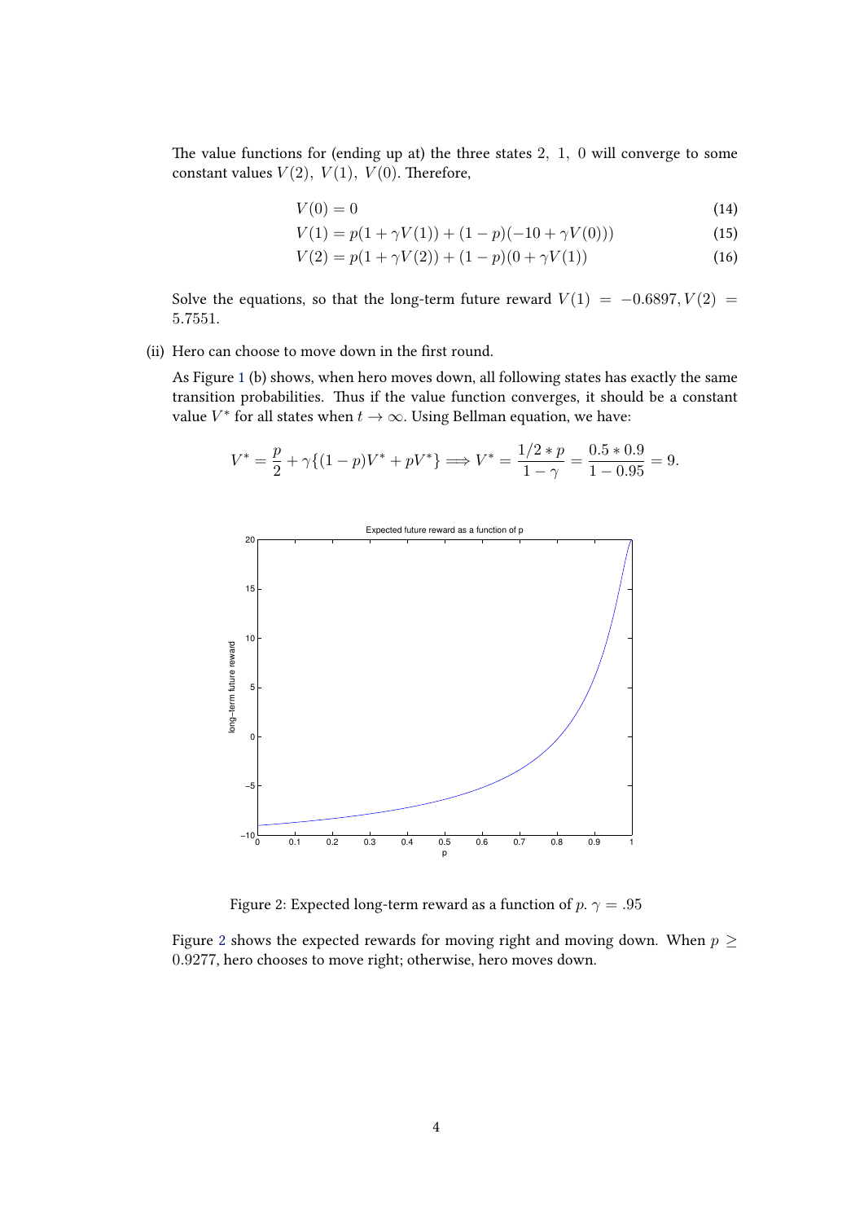The value functions for (ending up at) the three states $2,\ 1,\ 0$ will converge to some constant values $V(2),\ V(1),\ V(0)$. Therefore,

$$V(0) = 0 \tag{14}$$

$$V(1) = p(1 + \gamma V(1)) + (1-p)(-10 + \gamma V(0))) \tag{15}$$

$$V(2) = p(1 + \gamma V(2)) + (1-p)(0 + \gamma V(1)) \tag{16}$$

Solve the equations, so that the long-term future reward $V(1) = -0.6897, V(2) = 5.7551$.

(ii) Hero can choose to move down in the first round.

As Figure 1 (b) shows, when hero moves down, all following states has exactly the same transition probabilities. Thus if the value function converges, it should be a constant value $V^*$ for all states when $t \to \infty$. Using Bellman equation, we have:

$$V^* = \frac{p}{2} + \gamma\{(1-p)V^* + pV^*\} \Longrightarrow V^* = \frac{1/2 * p}{1-\gamma} = \frac{0.5 * 0.9}{1 - 0.95} = 9.$$

Figure 2: Expected long-term reward as a function of $p$. $\gamma = .95$

Figure 2 shows the expected rewards for moving right and moving down. When $p \geq 0.9277$, hero chooses to move right; otherwise, hero moves down.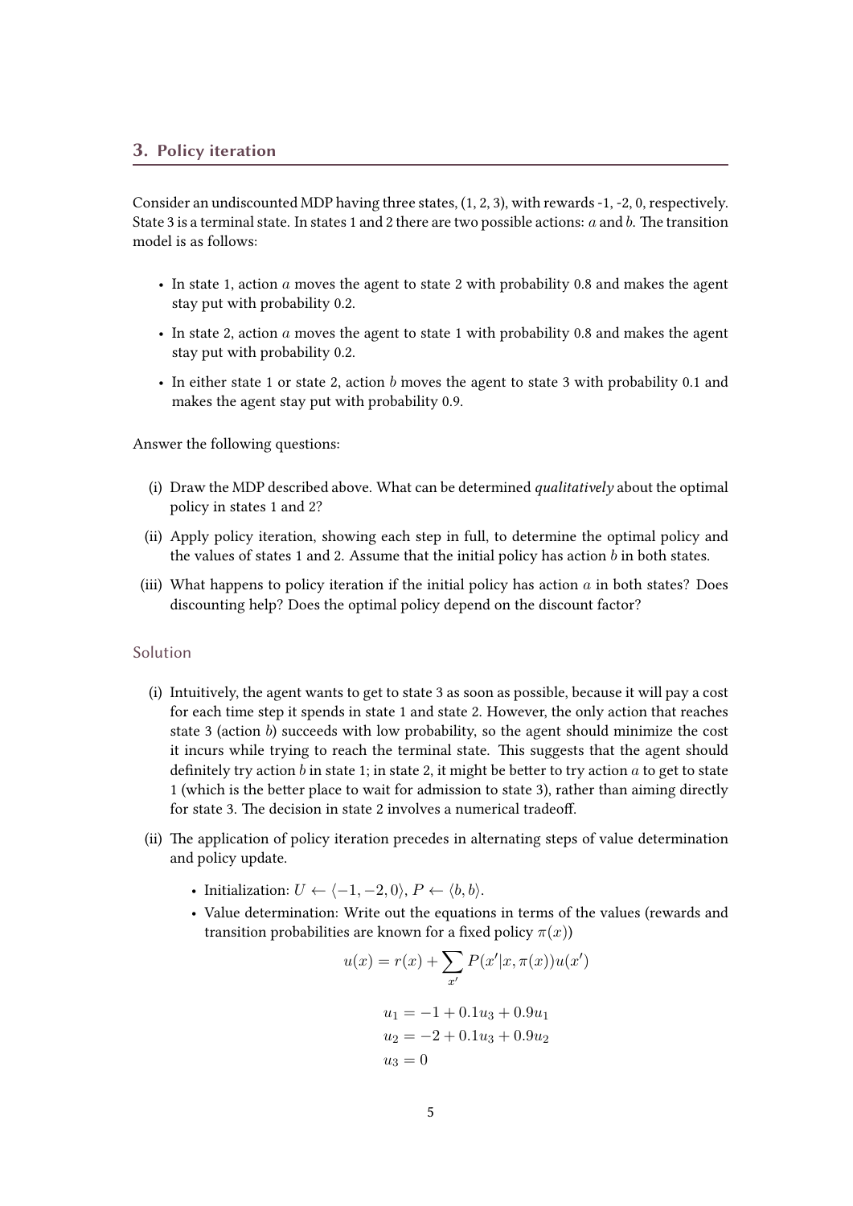## 3. Policy iteration

Consider an undiscounted MDP having three states, (1, 2, 3), with rewards -1, -2, 0, respectively. State 3 is a terminal state. In states 1 and 2 there are two possible actions: $a$ and $b$. The transition model is as follows:

- In state 1, action $a$ moves the agent to state 2 with probability 0.8 and makes the agent stay put with probability 0.2.
- In state 2, action $a$ moves the agent to state 1 with probability 0.8 and makes the agent stay put with probability 0.2.
- In either state 1 or state 2, action $b$ moves the agent to state 3 with probability 0.1 and makes the agent stay put with probability 0.9.

Answer the following questions:

(i) Draw the MDP described above. What can be determined *qualitatively* about the optimal policy in states 1 and 2?

(ii) Apply policy iteration, showing each step in full, to determine the optimal policy and the values of states 1 and 2. Assume that the initial policy has action $b$ in both states.

(iii) What happens to policy iteration if the initial policy has action $a$ in both states? Does discounting help? Does the optimal policy depend on the discount factor?

### Solution

(i) Intuitively, the agent wants to get to state 3 as soon as possible, because it will pay a cost for each time step it spends in state 1 and state 2. However, the only action that reaches state 3 (action $b$) succeeds with low probability, so the agent should minimize the cost it incurs while trying to reach the terminal state. This suggests that the agent should definitely try action $b$ in state 1; in state 2, it might be better to try action $a$ to get to state 1 (which is the better place to wait for admission to state 3), rather than aiming directly for state 3. The decision in state 2 involves a numerical tradeoff.

(ii) The application of policy iteration precedes in alternating steps of value determination and policy update.

- Initialization: $U \leftarrow \langle -1, -2, 0 \rangle$, $P \leftarrow \langle b, b \rangle$.
- Value determination: Write out the equations in terms of the values (rewards and transition probabilities are known for a fixed policy $\pi(x)$)

$$u(x) = r(x) + \sum_{x'} P(x'|x, \pi(x))u(x')$$

$$u_1 = -1 + 0.1u_3 + 0.9u_1$$
$$u_2 = -2 + 0.1u_3 + 0.9u_2$$
$$u_3 = 0$$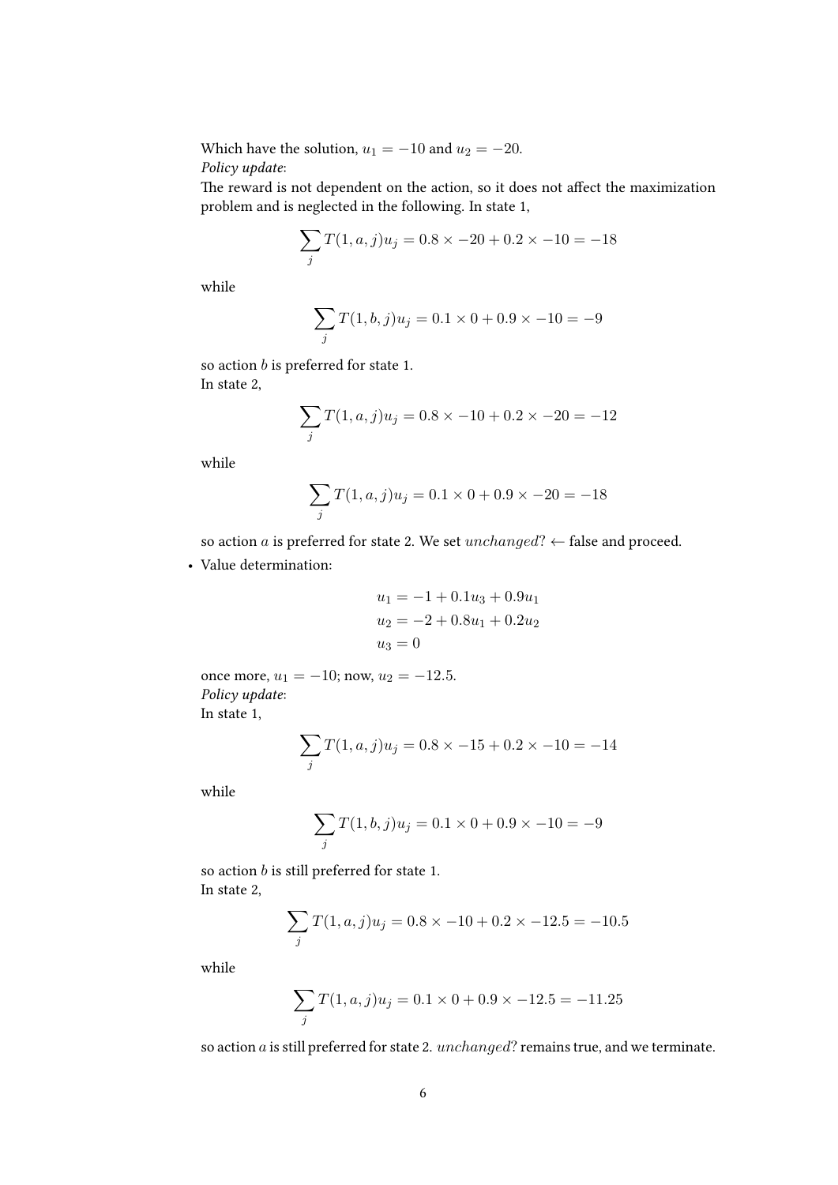Which have the solution, $u_1 = -10$ and $u_2 = -20$.
*Policy update*:
The reward is not dependent on the action, so it does not affect the maximization problem and is neglected in the following. In state 1,

$$\sum_j T(1, a, j)u_j = 0.8 \times -20 + 0.2 \times -10 = -18$$

while

$$\sum_j T(1, b, j)u_j = 0.1 \times 0 + 0.9 \times -10 = -9$$

so action $b$ is preferred for state 1.
In state 2,

$$\sum_j T(1, a, j)u_j = 0.8 \times -10 + 0.2 \times -20 = -12$$

while

$$\sum_j T(1, a, j)u_j = 0.1 \times 0 + 0.9 \times -20 = -18$$

so action $a$ is preferred for state 2. We set $unchanged? \leftarrow$ false and proceed.

- Value determination:

$$u_1 = -1 + 0.1u_3 + 0.9u_1$$
$$u_2 = -2 + 0.8u_1 + 0.2u_2$$
$$u_3 = 0$$

once more, $u_1 = -10$; now, $u_2 = -12.5$.
*Policy update*:
In state 1,

$$\sum_j T(1, a, j)u_j = 0.8 \times -15 + 0.2 \times -10 = -14$$

while

$$\sum_j T(1, b, j)u_j = 0.1 \times 0 + 0.9 \times -10 = -9$$

so action $b$ is still preferred for state 1.
In state 2,

$$\sum_j T(1, a, j)u_j = 0.8 \times -10 + 0.2 \times -12.5 = -10.5$$

while

$$\sum_j T(1, a, j)u_j = 0.1 \times 0 + 0.9 \times -12.5 = -11.25$$

so action $a$ is still preferred for state 2. $unchanged?$ remains true, and we terminate.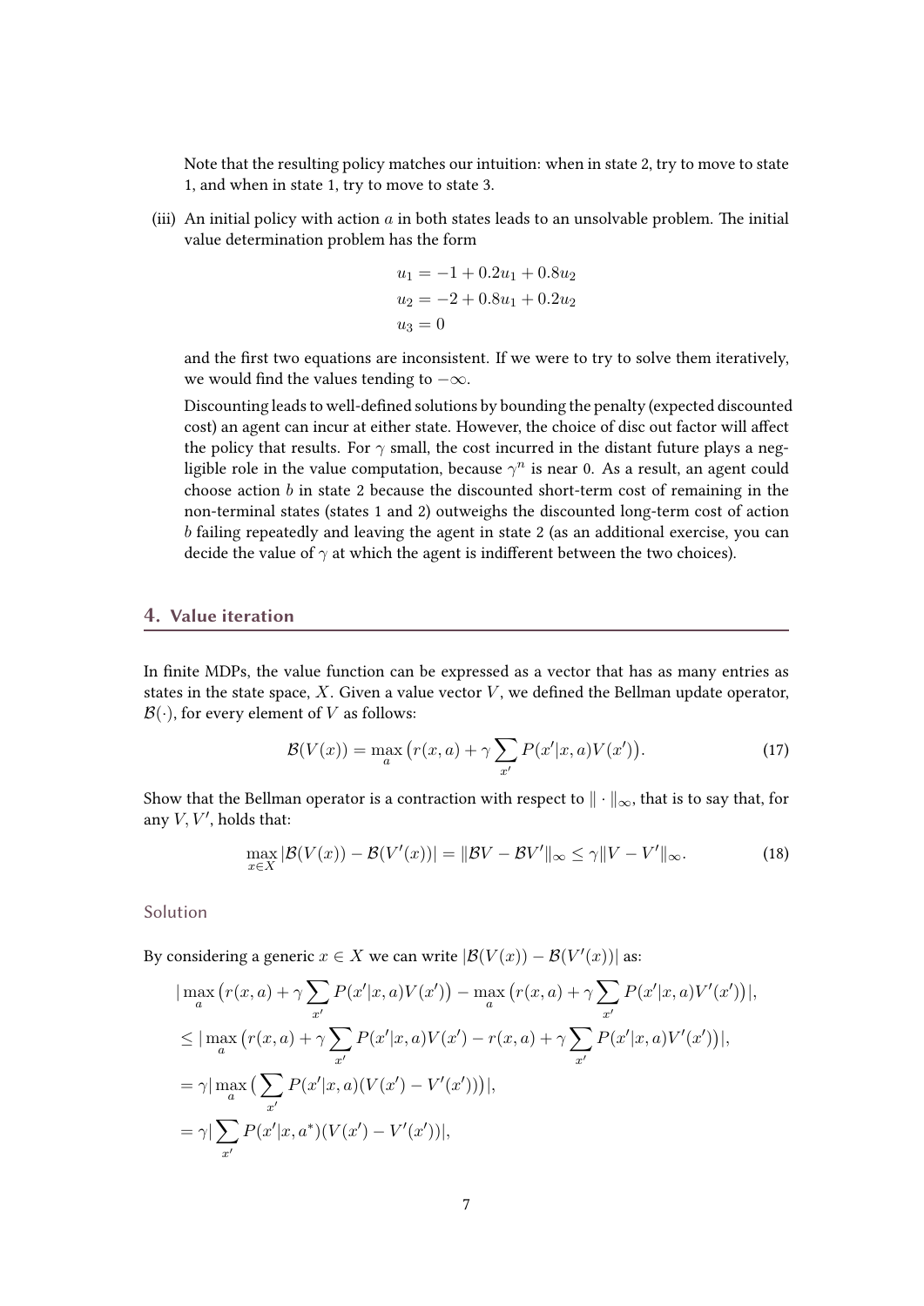Note that the resulting policy matches our intuition: when in state 2, try to move to state 1, and when in state 1, try to move to state 3.

(iii) An initial policy with action $a$ in both states leads to an unsolvable problem. The initial value determination problem has the form

$$
\begin{aligned}
u_1 &= -1 + 0.2u_1 + 0.8u_2 \\
u_2 &= -2 + 0.8u_1 + 0.2u_2 \\
u_3 &= 0
\end{aligned}
$$

and the first two equations are inconsistent. If we were to try to solve them iteratively, we would find the values tending to $-\infty$.

Discounting leads to well-defined solutions by bounding the penalty (expected discounted cost) an agent can incur at either state. However, the choice of disc out factor will affect the policy that results. For $\gamma$ small, the cost incurred in the distant future plays a negligible role in the value computation, because $\gamma^n$ is near 0. As a result, an agent could choose action $b$ in state 2 because the discounted short-term cost of remaining in the non-terminal states (states 1 and 2) outweighs the discounted long-term cost of action $b$ failing repeatedly and leaving the agent in state 2 (as an additional exercise, you can decide the value of $\gamma$ at which the agent is indifferent between the two choices).

## 4. Value iteration

In finite MDPs, the value function can be expressed as a vector that has as many entries as states in the state space, $X$. Given a value vector $V$, we defined the Bellman update operator, $\mathcal{B}(\cdot)$, for every element of $V$ as follows:

$$
\mathcal{B}(V(x)) = \max_a \big(r(x,a) + \gamma \sum_{x'} P(x'|x,a)V(x')\big). \tag{17}
$$

Show that the Bellman operator is a contraction with respect to $\|\cdot\|_\infty$, that is to say that, for any $V, V'$, holds that:

$$
\max_{x \in X} |\mathcal{B}(V(x)) - \mathcal{B}(V'(x))| = \|\mathcal{B}V - \mathcal{B}V'\|_\infty \leq \gamma \|V - V'\|_\infty. \tag{18}
$$

### Solution

By considering a generic $x \in X$ we can write $|\mathcal{B}(V(x)) - \mathcal{B}(V'(x))|$ as:

$$
\begin{aligned}
&|\max_a \big(r(x,a) + \gamma \sum_{x'} P(x'|x,a)V(x')\big) - \max_a \big(r(x,a) + \gamma \sum_{x'} P(x'|x,a)V'(x')\big)|, \\
&\leq |\max_a \big(r(x,a) + \gamma \sum_{x'} P(x'|x,a)V(x') - r(x,a) + \gamma \sum_{x'} P(x'|x,a)V'(x')\big)|, \\
&= \gamma |\max_a \big(\sum_{x'} P(x'|x,a)(V(x') - V'(x'))\big)|, \\
&= \gamma |\sum_{x'} P(x'|x,a^*)(V(x') - V'(x'))|,
\end{aligned}
$$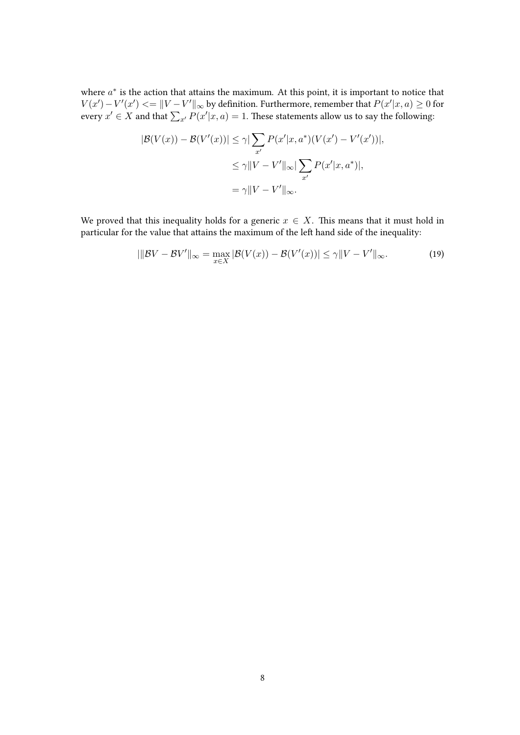where $a^*$ is the action that attains the maximum. At this point, it is important to notice that $V(x') - V'(x') <= \|V - V'\|_\infty$ by definition. Furthermore, remember that $P(x'|x, a) \geq 0$ for every $x' \in X$ and that $\sum_{x'} P(x'|x, a) = 1$. These statements allow us to say the following:

$$
\begin{aligned}
|\mathcal{B}(V(x)) - \mathcal{B}(V'(x))| &\leq \gamma |\sum_{x'} P(x'|x, a^*)(V(x') - V'(x'))|, \\
&\leq \gamma \|V - V'\|_\infty |\sum_{x'} P(x'|x, a^*)|, \\
&= \gamma \|V - V'\|_\infty.
\end{aligned}
$$

We proved that this inequality holds for a generic $x \in X$. This means that it must hold in particular for the value that attains the maximum of the left hand side of the inequality:

$$
|\|\mathcal{B}V - \mathcal{B}V'\|_\infty = \max_{x \in X} |\mathcal{B}(V(x)) - \mathcal{B}(V'(x))| \leq \gamma \|V - V'\|_\infty. \tag{19}
$$